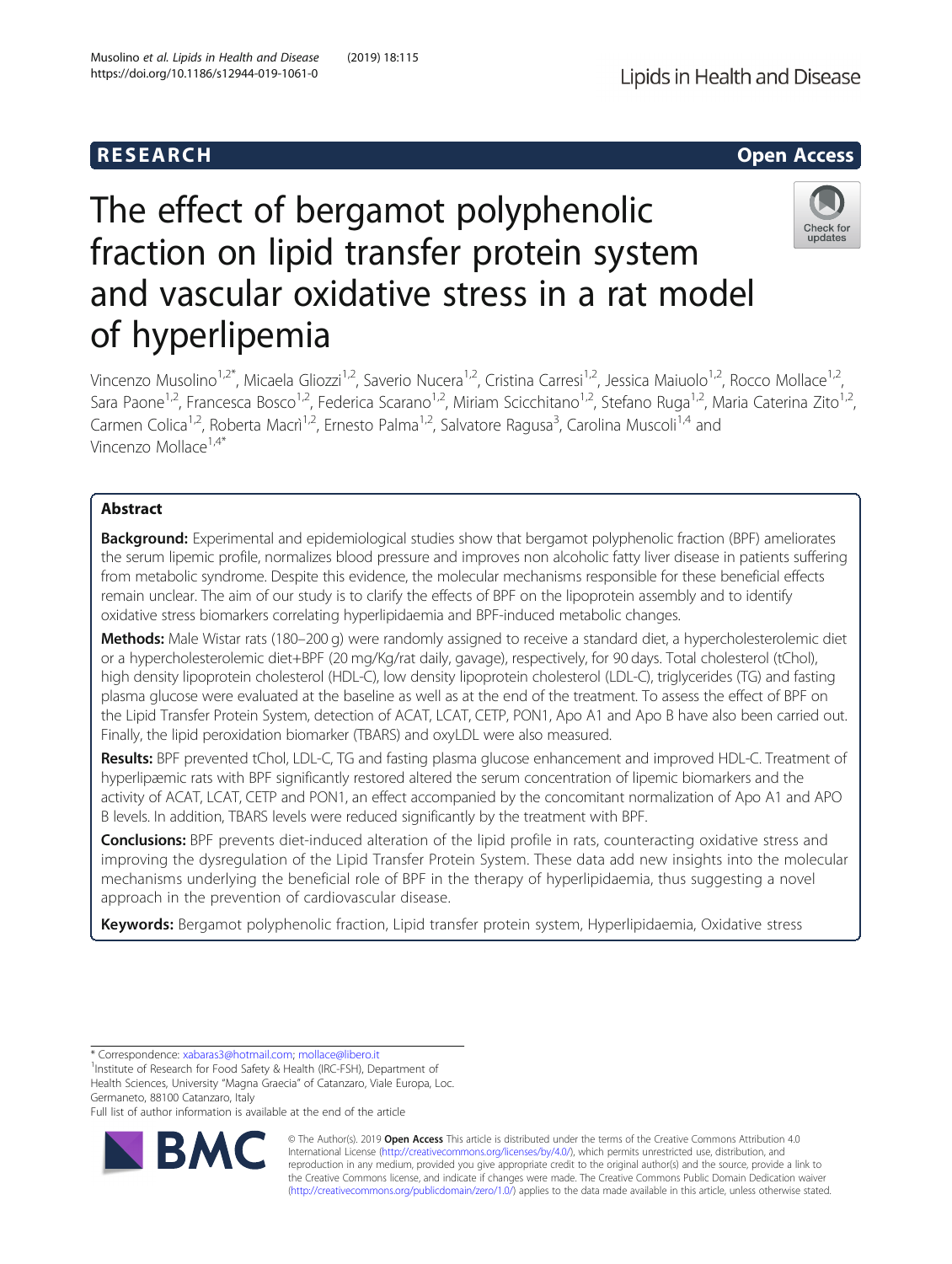# RESEARCH

# The effect of bergamot polyphenolic fraction on lipid transfer protein system and vascular oxidative stress in a rat model of hyperlipemia

Vincenzo Musolino[1,2*], Micaela Gliozzi[1,2], Saverio Nucera[1,2], Cristina Carresi[1,2], Jessica Maiuolo[1,2], Rocco Mollace[1,2], Sara Paone[1,2], Francesca Bosco[1,2], Federica Scarano[1,2], Miriam Scicchitano[1,2], Stefano Ruga[1,2], Maria Caterina Zito[1,2], Carmen Colica[1,2], Roberta Macrì[1,2], Ernesto Palma[1,2], Salvatore Ragusa[3], Carolina Muscoli[1,4] and Vincenzo Mollace[1,4*]

## Abstract

**Background:** Experimental and epidemiological studies show that bergamot polyphenolic fraction (BPF) ameliorates the serum lipemic profile, normalizes blood pressure and improves non alcoholic fatty liver disease in patients suffering from metabolic syndrome. Despite this evidence, the molecular mechanisms responsible for these beneficial effects remain unclear. The aim of our study is to clarify the effects of BPF on the lipoprotein assembly and to identify oxidative stress biomarkers correlating hyperlipidaemia and BPF-induced metabolic changes.

**Methods:** Male Wistar rats (180–200 g) were randomly assigned to receive a standard diet, a hypercholesterolemic diet or a hypercholesterolemic diet+BPF (20 mg/Kg/rat daily, gavage), respectively, for 90 days. Total cholesterol (tChol), high density lipoprotein cholesterol (HDL-C), low density lipoprotein cholesterol (LDL-C), triglycerides (TG) and fasting plasma glucose were evaluated at the baseline as well as at the end of the treatment. To assess the effect of BPF on the Lipid Transfer Protein System, detection of ACAT, LCAT, CETP, PON1, Apo A1 and Apo B have also been carried out. Finally, the lipid peroxidation biomarker (TBARS) and oxyLDL were also measured.

**Results:** BPF prevented tChol, LDL-C, TG and fasting plasma glucose enhancement and improved HDL-C. Treatment of hyperlipæmic rats with BPF significantly restored altered the serum concentration of lipemic biomarkers and the activity of ACAT, LCAT, CETP and PON1, an effect accompanied by the concomitant normalization of Apo A1 and APO B levels. In addition, TBARS levels were reduced significantly by the treatment with BPF.

**Conclusions:** BPF prevents diet-induced alteration of the lipid profile in rats, counteracting oxidative stress and improving the dysregulation of the Lipid Transfer Protein System. These data add new insights into the molecular mechanisms underlying the beneficial role of BPF in the therapy of hyperlipidaemia, thus suggesting a novel approach in the prevention of cardiovascular disease.

**Keywords:** Bergamot polyphenolic fraction, Lipid transfer protein system, Hyperlipidaemia, Oxidative stress

\* Correspondence: xabaras3@hotmail.com; mollace@libero.it
[1]Institute of Research for Food Safety & Health (IRC-FSH), Department of Health Sciences, University "Magna Graecia" of Catanzaro, Viale Europa, Loc. Germaneto, 88100 Catanzaro, Italy
Full list of author information is available at the end of the article

© The Author(s). 2019 **Open Access** This article is distributed under the terms of the Creative Commons Attribution 4.0 International License (http://creativecommons.org/licenses/by/4.0/), which permits unrestricted use, distribution, and reproduction in any medium, provided you give appropriate credit to the original author(s) and the source, provide a link to the Creative Commons license, and indicate if changes were made. The Creative Commons Public Domain Dedication waiver (http://creativecommons.org/publicdomain/zero/1.0/) applies to the data made available in this article, unless otherwise stated.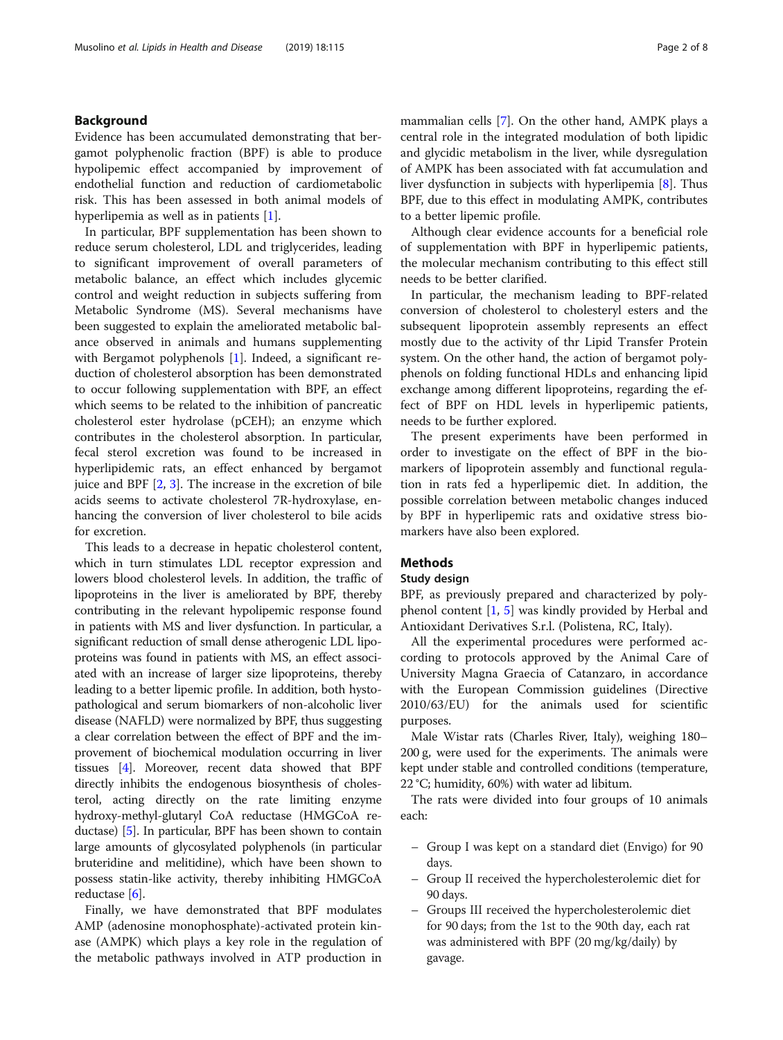## Background

Evidence has been accumulated demonstrating that bergamot polyphenolic fraction (BPF) is able to produce hypolipemic effect accompanied by improvement of endothelial function and reduction of cardiometabolic risk. This has been assessed in both animal models of hyperlipemia as well as in patients [1].

In particular, BPF supplementation has been shown to reduce serum cholesterol, LDL and triglycerides, leading to significant improvement of overall parameters of metabolic balance, an effect which includes glycemic control and weight reduction in subjects suffering from Metabolic Syndrome (MS). Several mechanisms have been suggested to explain the ameliorated metabolic balance observed in animals and humans supplementing with Bergamot polyphenols [1]. Indeed, a significant reduction of cholesterol absorption has been demonstrated to occur following supplementation with BPF, an effect which seems to be related to the inhibition of pancreatic cholesterol ester hydrolase (pCEH); an enzyme which contributes in the cholesterol absorption. In particular, fecal sterol excretion was found to be increased in hyperlipidemic rats, an effect enhanced by bergamot juice and BPF [2, 3]. The increase in the excretion of bile acids seems to activate cholesterol 7R-hydroxylase, enhancing the conversion of liver cholesterol to bile acids for excretion.

This leads to a decrease in hepatic cholesterol content, which in turn stimulates LDL receptor expression and lowers blood cholesterol levels. In addition, the traffic of lipoproteins in the liver is ameliorated by BPF, thereby contributing in the relevant hypolipemic response found in patients with MS and liver dysfunction. In particular, a significant reduction of small dense atherogenic LDL lipoproteins was found in patients with MS, an effect associated with an increase of larger size lipoproteins, thereby leading to a better lipemic profile. In addition, both hystopathological and serum biomarkers of non-alcoholic liver disease (NAFLD) were normalized by BPF, thus suggesting a clear correlation between the effect of BPF and the improvement of biochemical modulation occurring in liver tissues [4]. Moreover, recent data showed that BPF directly inhibits the endogenous biosynthesis of cholesterol, acting directly on the rate limiting enzyme hydroxy-methyl-glutaryl CoA reductase (HMGCoA reductase) [5]. In particular, BPF has been shown to contain large amounts of glycosylated polyphenols (in particular bruteridine and melitidine), which have been shown to possess statin-like activity, thereby inhibiting HMGCoA reductase [6].

Finally, we have demonstrated that BPF modulates AMP (adenosine monophosphate)-activated protein kinase (AMPK) which plays a key role in the regulation of the metabolic pathways involved in ATP production in mammalian cells [7]. On the other hand, AMPK plays a central role in the integrated modulation of both lipidic and glycidic metabolism in the liver, while dysregulation of AMPK has been associated with fat accumulation and liver dysfunction in subjects with hyperlipemia [8]. Thus BPF, due to this effect in modulating AMPK, contributes to a better lipemic profile.

Although clear evidence accounts for a beneficial role of supplementation with BPF in hyperlipemic patients, the molecular mechanism contributing to this effect still needs to be better clarified.

In particular, the mechanism leading to BPF-related conversion of cholesterol to cholesteryl esters and the subsequent lipoprotein assembly represents an effect mostly due to the activity of thr Lipid Transfer Protein system. On the other hand, the action of bergamot polyphenols on folding functional HDLs and enhancing lipid exchange among different lipoproteins, regarding the effect of BPF on HDL levels in hyperlipemic patients, needs to be further explored.

The present experiments have been performed in order to investigate on the effect of BPF in the biomarkers of lipoprotein assembly and functional regulation in rats fed a hyperlipemic diet. In addition, the possible correlation between metabolic changes induced by BPF in hyperlipemic rats and oxidative stress biomarkers have also been explored.

## Methods

### Study design

BPF, as previously prepared and characterized by polyphenol content [1, 5] was kindly provided by Herbal and Antioxidant Derivatives S.r.l. (Polistena, RC, Italy).

All the experimental procedures were performed according to protocols approved by the Animal Care of University Magna Graecia of Catanzaro, in accordance with the European Commission guidelines (Directive 2010/63/EU) for the animals used for scientific purposes.

Male Wistar rats (Charles River, Italy), weighing 180–200 g, were used for the experiments. The animals were kept under stable and controlled conditions (temperature, 22 °C; humidity, 60%) with water ad libitum.

The rats were divided into four groups of 10 animals each:

- Group I was kept on a standard diet (Envigo) for 90 days.
- Group II received the hypercholesterolemic diet for 90 days.
- Groups III received the hypercholesterolemic diet for 90 days; from the 1st to the 90th day, each rat was administered with BPF (20 mg/kg/daily) by gavage.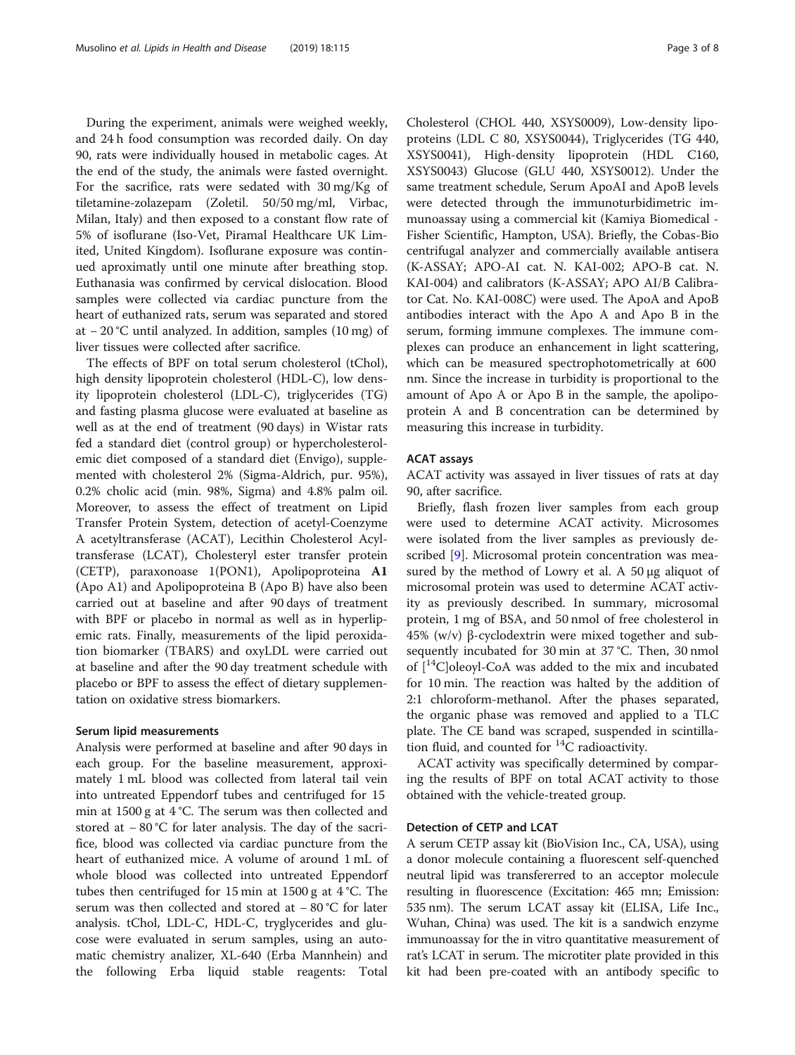During the experiment, animals were weighed weekly, and 24 h food consumption was recorded daily. On day 90, rats were individually housed in metabolic cages. At the end of the study, the animals were fasted overnight. For the sacrifice, rats were sedated with 30 mg/Kg of tiletamine-zolazepam (Zoletil. 50/50 mg/ml, Virbac, Milan, Italy) and then exposed to a constant flow rate of 5% of isoflurane (Iso-Vet, Piramal Healthcare UK Limited, United Kingdom). Isoflurane exposure was continued aproximatly until one minute after breathing stop. Euthanasia was confirmed by cervical dislocation. Blood samples were collected via cardiac puncture from the heart of euthanized rats, serum was separated and stored at − 20 °C until analyzed. In addition, samples (10 mg) of liver tissues were collected after sacrifice.

The effects of BPF on total serum cholesterol (tChol), high density lipoprotein cholesterol (HDL-C), low density lipoprotein cholesterol (LDL-C), triglycerides (TG) and fasting plasma glucose were evaluated at baseline as well as at the end of treatment (90 days) in Wistar rats fed a standard diet (control group) or hypercholesterolemic diet composed of a standard diet (Envigo), supplemented with cholesterol 2% (Sigma-Aldrich, pur. 95%), 0.2% cholic acid (min. 98%, Sigma) and 4.8% palm oil. Moreover, to assess the effect of treatment on Lipid Transfer Protein System, detection of acetyl-Coenzyme A acetyltransferase (ACAT), Lecithin Cholesterol Acyltransferase (LCAT), Cholesteryl ester transfer protein (CETP), paraxonoase 1(PON1), Apolipoproteina **A1** (Apo A1) and Apolipoproteina B (Apo B) have also been carried out at baseline and after 90 days of treatment with BPF or placebo in normal as well as in hyperlipemic rats. Finally, measurements of the lipid peroxidation biomarker (TBARS) and oxyLDL were carried out at baseline and after the 90 day treatment schedule with placebo or BPF to assess the effect of dietary supplementation on oxidative stress biomarkers.

### Serum lipid measurements

Analysis were performed at baseline and after 90 days in each group. For the baseline measurement, approximately 1 mL blood was collected from lateral tail vein into untreated Eppendorf tubes and centrifuged for 15 min at 1500 g at 4 °C. The serum was then collected and stored at − 80 °C for later analysis. The day of the sacrifice, blood was collected via cardiac puncture from the heart of euthanized mice. A volume of around 1 mL of whole blood was collected into untreated Eppendorf tubes then centrifuged for 15 min at 1500 g at 4 °C. The serum was then collected and stored at − 80 °C for later analysis. tChol, LDL-C, HDL-C, tryglycerides and glucose were evaluated in serum samples, using an automatic chemistry analizer, XL-640 (Erba Mannhein) and the following Erba liquid stable reagents: Total Cholesterol (CHOL 440, XSYS0009), Low-density lipoproteins (LDL C 80, XSYS0044), Triglycerides (TG 440, XSYS0041), High-density lipoprotein (HDL C160, XSYS0043) Glucose (GLU 440, XSYS0012). Under the same treatment schedule, Serum ApoAI and ApoB levels were detected through the immunoturbidimetric immunoassay using a commercial kit (Kamiya Biomedical - Fisher Scientific, Hampton, USA). Briefly, the Cobas-Bio centrifugal analyzer and commercially available antisera (K-ASSAY; APO-AI cat. N. KAI-002; APO-B cat. N. KAI-004) and calibrators (K-ASSAY; APO AI/B Calibrator Cat. No. KAI-008C) were used. The ApoA and ApoB antibodies interact with the Apo A and Apo B in the serum, forming immune complexes. The immune complexes can produce an enhancement in light scattering, which can be measured spectrophotometrically at 600 nm. Since the increase in turbidity is proportional to the amount of Apo A or Apo B in the sample, the apolipoprotein A and B concentration can be determined by measuring this increase in turbidity.

### ACAT assays

ACAT activity was assayed in liver tissues of rats at day 90, after sacrifice.

Briefly, flash frozen liver samples from each group were used to determine ACAT activity. Microsomes were isolated from the liver samples as previously described [9]. Microsomal protein concentration was measured by the method of Lowry et al. A 50 μg aliquot of microsomal protein was used to determine ACAT activity as previously described. In summary, microsomal protein, 1 mg of BSA, and 50 nmol of free cholesterol in 45% (w/v) β-cyclodextrin were mixed together and subsequently incubated for 30 min at 37 °C. Then, 30 nmol of [$^{14}$C]oleoyl-CoA was added to the mix and incubated for 10 min. The reaction was halted by the addition of 2:1 chloroform-methanol. After the phases separated, the organic phase was removed and applied to a TLC plate. The CE band was scraped, suspended in scintillation fluid, and counted for $^{14}$C radioactivity.

ACAT activity was specifically determined by comparing the results of BPF on total ACAT activity to those obtained with the vehicle-treated group.

### Detection of CETP and LCAT

A serum CETP assay kit (BioVision Inc., CA, USA), using a donor molecule containing a fluorescent self-quenched neutral lipid was transfererred to an acceptor molecule resulting in fluorescence (Excitation: 465 mn; Emission: 535 nm). The serum LCAT assay kit (ELISA, Life Inc., Wuhan, China) was used. The kit is a sandwich enzyme immunoassay for the in vitro quantitative measurement of rat's LCAT in serum. The microtiter plate provided in this kit had been pre-coated with an antibody specific to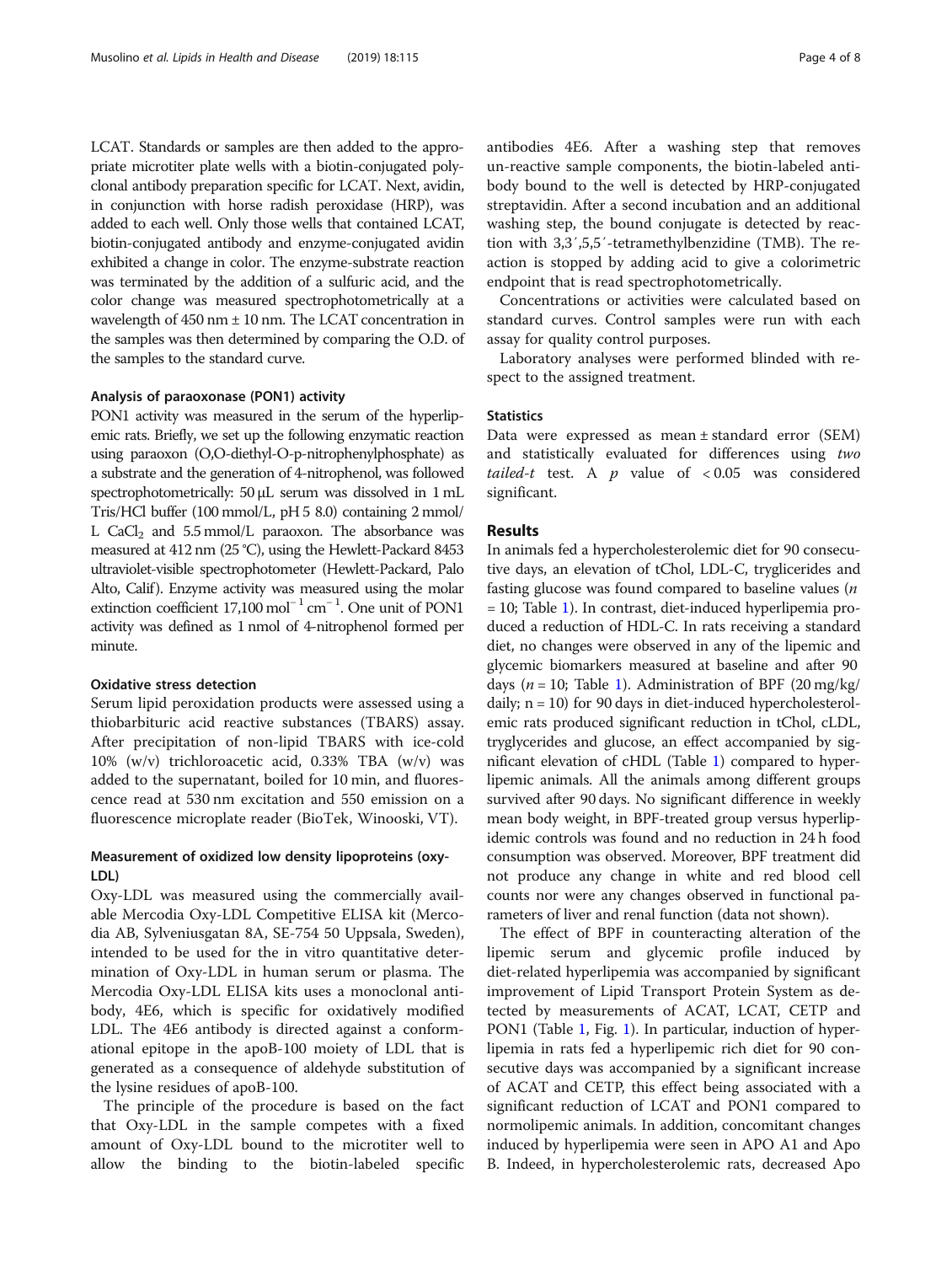LCAT. Standards or samples are then added to the appropriate microtiter plate wells with a biotin-conjugated polyclonal antibody preparation specific for LCAT. Next, avidin, in conjunction with horse radish peroxidase (HRP), was added to each well. Only those wells that contained LCAT, biotin-conjugated antibody and enzyme-conjugated avidin exhibited a change in color. The enzyme-substrate reaction was terminated by the addition of a sulfuric acid, and the color change was measured spectrophotometrically at a wavelength of 450 nm ± 10 nm. The LCAT concentration in the samples was then determined by comparing the O.D. of the samples to the standard curve.

### Analysis of paraoxonase (PON1) activity

PON1 activity was measured in the serum of the hyperlipemic rats. Briefly, we set up the following enzymatic reaction using paraoxon (O,O-diethyl-O-p-nitrophenylphosphate) as a substrate and the generation of 4-nitrophenol, was followed spectrophotometrically: 50 μL serum was dissolved in 1 mL Tris/HCl buffer (100 mmol/L, pH 5 8.0) containing 2 mmol/L $CaCl_2$ and 5.5 mmol/L paraoxon. The absorbance was measured at 412 nm (25 °C), using the Hewlett-Packard 8453 ultraviolet-visible spectrophotometer (Hewlett-Packard, Palo Alto, Calif). Enzyme activity was measured using the molar extinction coefficient 17,100 $mol^{-1}$ $cm^{-1}$. One unit of PON1 activity was defined as 1 nmol of 4-nitrophenol formed per minute.

### Oxidative stress detection

Serum lipid peroxidation products were assessed using a thiobarbituric acid reactive substances (TBARS) assay. After precipitation of non-lipid TBARS with ice-cold 10% (w/v) trichloroacetic acid, 0.33% TBA (w/v) was added to the supernatant, boiled for 10 min, and fluorescence read at 530 nm excitation and 550 emission on a fluorescence microplate reader (BioTek, Winooski, VT).

### Measurement of oxidized low density lipoproteins (oxy-LDL)

Oxy-LDL was measured using the commercially available Mercodia Oxy-LDL Competitive ELISA kit (Mercodia AB, Sylveniusgatan 8A, SE-754 50 Uppsala, Sweden), intended to be used for the in vitro quantitative determination of Oxy-LDL in human serum or plasma. The Mercodia Oxy-LDL ELISA kits uses a monoclonal antibody, 4E6, which is specific for oxidatively modified LDL. The 4E6 antibody is directed against a conformational epitope in the apoB-100 moiety of LDL that is generated as a consequence of aldehyde substitution of the lysine residues of apoB-100.

The principle of the procedure is based on the fact that Oxy-LDL in the sample competes with a fixed amount of Oxy-LDL bound to the microtiter well to allow the binding to the biotin-labeled specific antibodies 4E6. After a washing step that removes un-reactive sample components, the biotin-labeled antibody bound to the well is detected by HRP-conjugated streptavidin. After a second incubation and an additional washing step, the bound conjugate is detected by reaction with 3,3′,5,5′-tetramethylbenzidine (TMB). The reaction is stopped by adding acid to give a colorimetric endpoint that is read spectrophotometrically.

Concentrations or activities were calculated based on standard curves. Control samples were run with each assay for quality control purposes.

Laboratory analyses were performed blinded with respect to the assigned treatment.

### Statistics

Data were expressed as mean ± standard error (SEM) and statistically evaluated for differences using *two tailed-t* test. A $p$ value of $< 0.05$ was considered significant.

## Results

In animals fed a hypercholesterolemic diet for 90 consecutive days, an elevation of tChol, LDL-C, tryglicerides and fasting glucose was found compared to baseline values ($n = 10$; Table 1). In contrast, diet-induced hyperlipemia produced a reduction of HDL-C. In rats receiving a standard diet, no changes were observed in any of the lipemic and glycemic biomarkers measured at baseline and after 90 days ($n = 10$; Table 1). Administration of BPF (20 mg/kg/daily; n = 10) for 90 days in diet-induced hypercholesterolemic rats produced significant reduction in tChol, cLDL, tryglycerides and glucose, an effect accompanied by significant elevation of cHDL (Table 1) compared to hyperlipemic animals. All the animals among different groups survived after 90 days. No significant difference in weekly mean body weight, in BPF-treated group versus hyperlipidemic controls was found and no reduction in 24 h food consumption was observed. Moreover, BPF treatment did not produce any change in white and red blood cell counts nor were any changes observed in functional parameters of liver and renal function (data not shown).

The effect of BPF in counteracting alteration of the lipemic serum and glycemic profile induced by diet-related hyperlipemia was accompanied by significant improvement of Lipid Transport Protein System as detected by measurements of ACAT, LCAT, CETP and PON1 (Table 1, Fig. 1). In particular, induction of hyperlipemia in rats fed a hyperlipemic rich diet for 90 consecutive days was accompanied by a significant increase of ACAT and CETP, this effect being associated with a significant reduction of LCAT and PON1 compared to normolipemic animals. In addition, concomitant changes induced by hyperlipemia were seen in APO A1 and Apo B. Indeed, in hypercholesterolemic rats, decreased Apo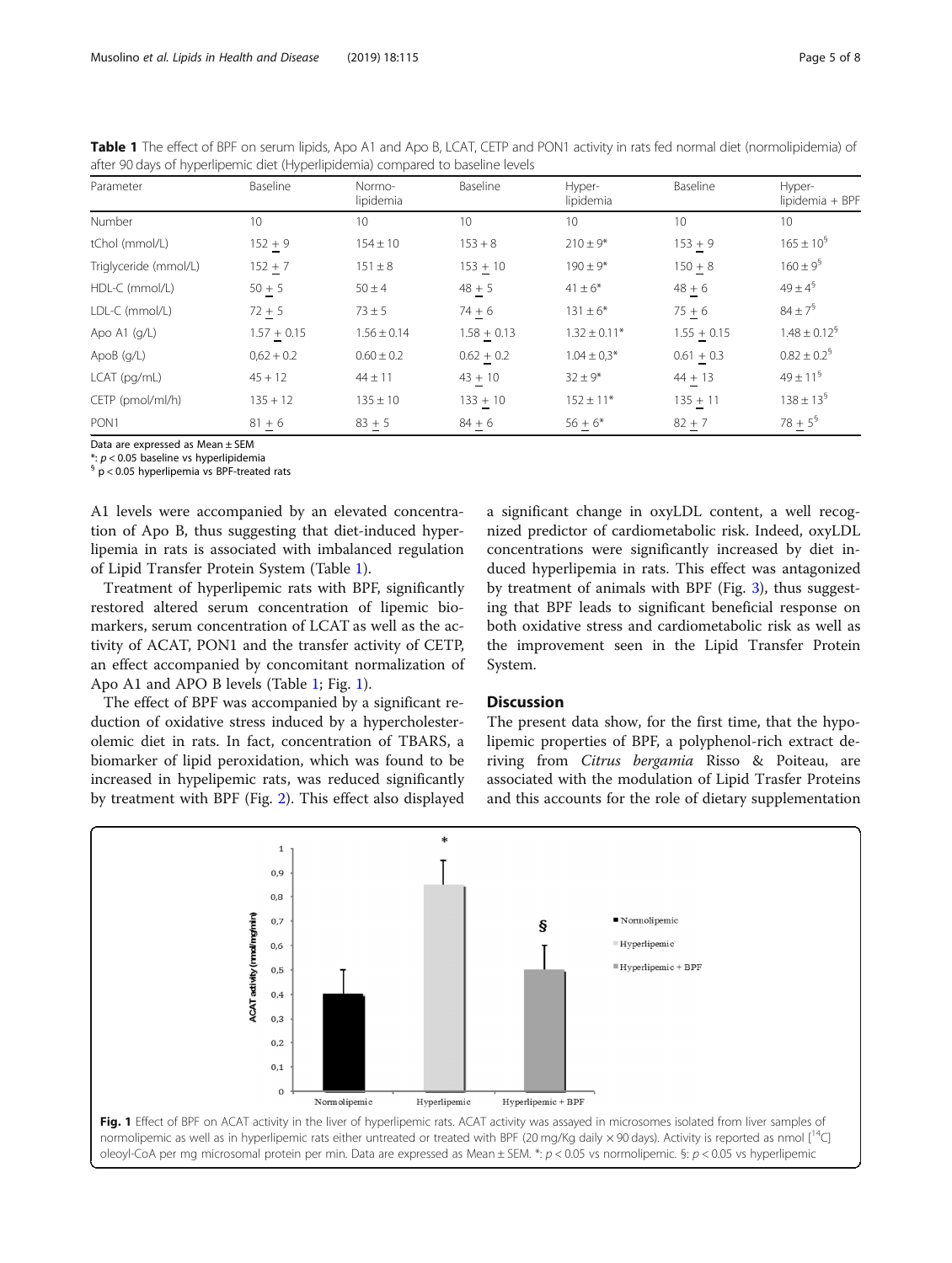**Table 1** The effect of BPF on serum lipids, Apo A1 and Apo B, LCAT, CETP and PON1 activity in rats fed normal diet (normolipidemia) of after 90 days of hyperlipemic diet (Hyperlipidemia) compared to baseline levels

| Parameter | Baseline | Normo-lipidemia | Baseline | Hyper-lipidemia | Baseline | Hyper-lipidemia + BPF |
|---|---|---|---|---|---|---|
| Number | 10 | 10 | 10 | 10 | 10 | 10 |
| tChol (mmol/L) | 152 ± 9 | 154 ± 10 | 153 + 8 | 210 ± 9* | 153 ± 9 | 165 ± 10[§] |
| Triglyceride (mmol/L) | 152 ± 7 | 151 ± 8 | 153 ± 10 | 190 ± 9* | 150 ± 8 | 160 ± 9[§] |
| HDL-C (mmol/L) | 50 ± 5 | 50 ± 4 | 48 ± 5 | 41 ± 6* | 48 ± 6 | 49 ± 4[§] |
| LDL-C (mmol/L) | 72 ± 5 | 73 ± 5 | 74 ± 6 | 131 ± 6* | 75 ± 6 | 84 ± 7[§] |
| Apo A1 (g/L) | 1.57 ± 0.15 | 1.56 ± 0.14 | 1.58 ± 0.13 | 1.32 ± 0.11* | 1.55 ± 0.15 | 1.48 ± 0.12[§] |
| ApoB (g/L) | 0,62 + 0.2 | 0.60 ± 0.2 | 0.62 ± 0.2 | 1.04 ± 0,3* | 0.61 ± 0.3 | 0.82 ± 0.2[§] |
| LCAT (pg/mL) | 45 + 12 | 44 ± 11 | 43 ± 10 | 32 ± 9* | 44 ± 13 | 49 ± 11[§] |
| CETP (pmol/ml/h) | 135 + 12 | 135 ± 10 | 133 ± 10 | 152 ± 11* | 135 ± 11 | 138 ± 13[§] |
| PON1 | 81 ± 6 | 83 ± 5 | 84 ± 6 | 56 ± 6* | 82 ± 7 | 78 ± 5[§] |

Data are expressed as Mean ± SEM
*: $p < 0.05$ baseline vs hyperlipidemia
§ $p < 0.05$ hyperlipemia vs BPF-treated rats

A1 levels were accompanied by an elevated concentration of Apo B, thus suggesting that diet-induced hyperlipemia in rats is associated with imbalanced regulation of Lipid Transfer Protein System (Table 1).

Treatment of hyperlipemic rats with BPF, significantly restored altered serum concentration of lipemic biomarkers, serum concentration of LCAT as well as the activity of ACAT, PON1 and the transfer activity of CETP, an effect accompanied by concomitant normalization of Apo A1 and APO B levels (Table 1; Fig. 1).

The effect of BPF was accompanied by a significant reduction of oxidative stress induced by a hypercholesterolemic diet in rats. In fact, concentration of TBARS, a biomarker of lipid peroxidation, which was found to be increased in hypelipemic rats, was reduced significantly by treatment with BPF (Fig. 2). This effect also displayed a significant change in oxyLDL content, a well recognized predictor of cardiometabolic risk. Indeed, oxyLDL concentrations were significantly increased by diet induced hyperlipemia in rats. This effect was antagonized by treatment of animals with BPF (Fig. 3), thus suggesting that BPF leads to significant beneficial response on both oxidative stress and cardiometabolic risk as well as the improvement seen in the Lipid Transfer Protein System.

## Discussion

The present data show, for the first time, that the hypolipemic properties of BPF, a polyphenol-rich extract deriving from *Citrus bergamia* Risso & Poiteau, are associated with the modulation of Lipid Trasfer Proteins and this accounts for the role of dietary supplementation

**Fig. 1** Effect of BPF on ACAT activity in the liver of hyperlipemic rats. ACAT activity was assayed in microsomes isolated from liver samples of normolipemic as well as in hyperlipemic rats either untreated or treated with BPF (20 mg/Kg daily × 90 days). Activity is reported as nmol [$^{14}$C] oleoyl-CoA per mg microsomal protein per min. Data are expressed as Mean ± SEM. *: $p < 0.05$ vs normolipemic. §: $p < 0.05$ vs hyperlipemic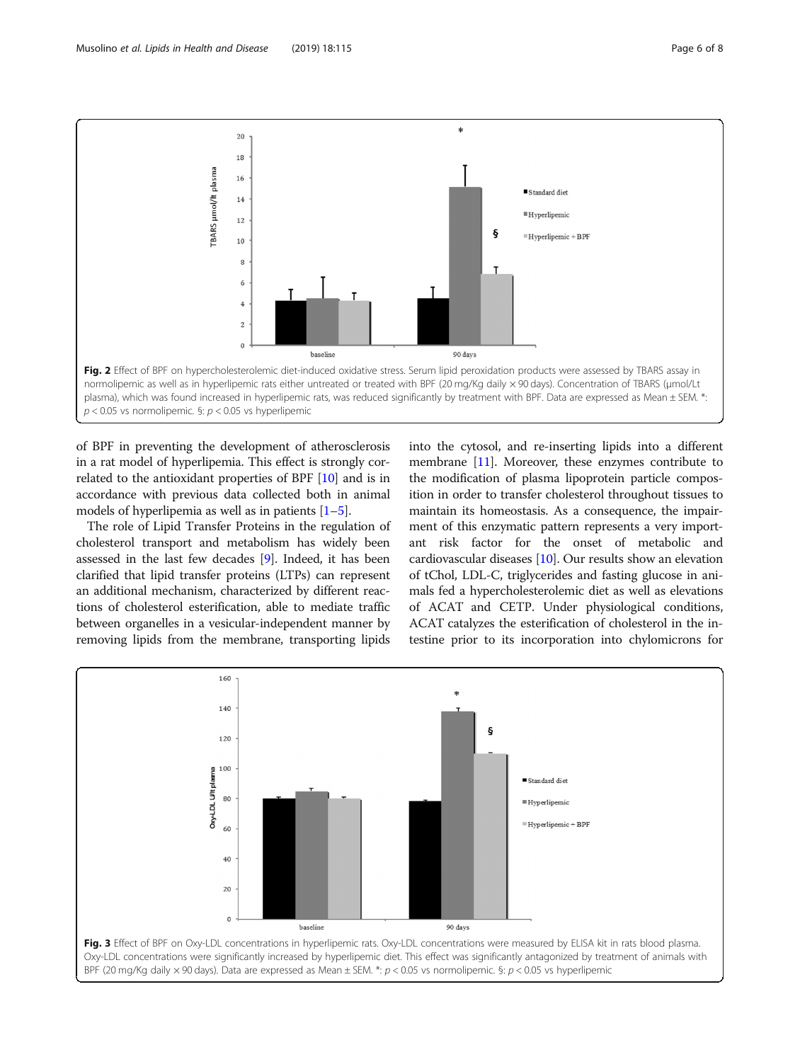Fig. 2 Effect of BPF on hypercholesterolemic diet-induced oxidative stress. Serum lipid peroxidation products were assessed by TBARS assay in normolipemic as well as in hyperlipemic rats either untreated or treated with BPF (20 mg/Kg daily × 90 days). Concentration of TBARS (μmol/Lt plasma), which was found increased in hyperlipemic rats, was reduced significantly by treatment with BPF. Data are expressed as Mean ± SEM. *: $p < 0.05$ vs normolipemic. §: $p < 0.05$ vs hyperlipemic

of BPF in preventing the development of atherosclerosis in a rat model of hyperlipemia. This effect is strongly correlated to the antioxidant properties of BPF [10] and is in accordance with previous data collected both in animal models of hyperlipemia as well as in patients [1–5].

The role of Lipid Transfer Proteins in the regulation of cholesterol transport and metabolism has widely been assessed in the last few decades [9]. Indeed, it has been clarified that lipid transfer proteins (LTPs) can represent an additional mechanism, characterized by different reactions of cholesterol esterification, able to mediate traffic between organelles in a vesicular-independent manner by removing lipids from the membrane, transporting lipids into the cytosol, and re-inserting lipids into a different membrane [11]. Moreover, these enzymes contribute to the modification of plasma lipoprotein particle composition in order to transfer cholesterol throughout tissues to maintain its homeostasis. As a consequence, the impairment of this enzymatic pattern represents a very important risk factor for the onset of metabolic and cardiovascular diseases [10]. Our results show an elevation of tChol, LDL-C, triglycerides and fasting glucose in animals fed a hypercholesterolemic diet as well as elevations of ACAT and CETP. Under physiological conditions, ACAT catalyzes the esterification of cholesterol in the intestine prior to its incorporation into chylomicrons for

Fig. 3 Effect of BPF on Oxy-LDL concentrations in hyperlipemic rats. Oxy-LDL concentrations were measured by ELISA kit in rats blood plasma. Oxy-LDL concentrations were significantly increased by hyperlipemic diet. This effect was significantly antagonized by treatment of animals with BPF (20 mg/Kg daily × 90 days). Data are expressed as Mean ± SEM. *: $p < 0.05$ vs normolipemic. §: $p < 0.05$ vs hyperlipemic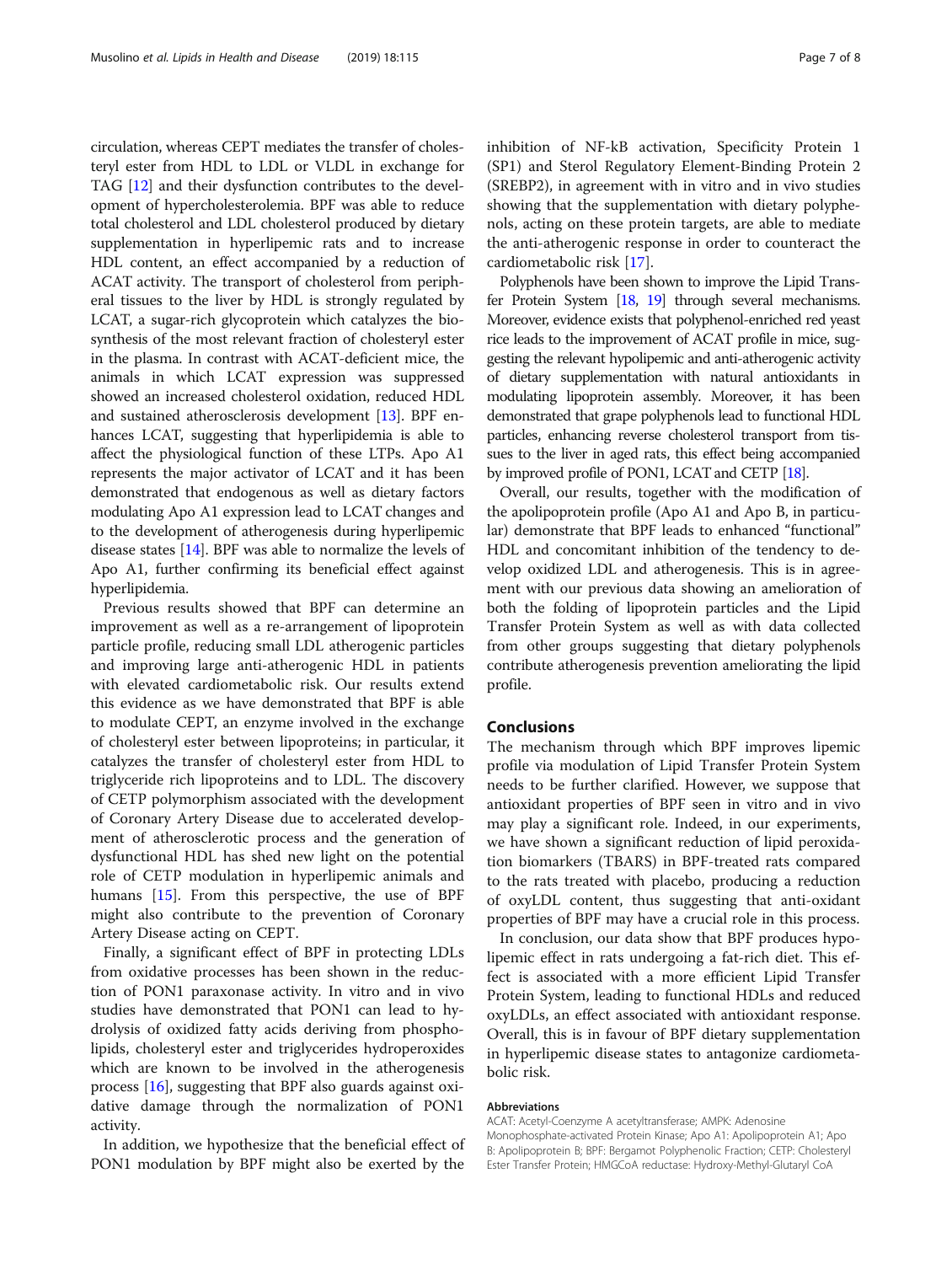circulation, whereas CEPT mediates the transfer of cholesteryl ester from HDL to LDL or VLDL in exchange for TAG [12] and their dysfunction contributes to the development of hypercholesterolemia. BPF was able to reduce total cholesterol and LDL cholesterol produced by dietary supplementation in hyperlipemic rats and to increase HDL content, an effect accompanied by a reduction of ACAT activity. The transport of cholesterol from peripheral tissues to the liver by HDL is strongly regulated by LCAT, a sugar-rich glycoprotein which catalyzes the biosynthesis of the most relevant fraction of cholesteryl ester in the plasma. In contrast with ACAT-deficient mice, the animals in which LCAT expression was suppressed showed an increased cholesterol oxidation, reduced HDL and sustained atherosclerosis development [13]. BPF enhances LCAT, suggesting that hyperlipidemia is able to affect the physiological function of these LTPs. Apo A1 represents the major activator of LCAT and it has been demonstrated that endogenous as well as dietary factors modulating Apo A1 expression lead to LCAT changes and to the development of atherogenesis during hyperlipemic disease states [14]. BPF was able to normalize the levels of Apo A1, further confirming its beneficial effect against hyperlipidemia.

Previous results showed that BPF can determine an improvement as well as a re-arrangement of lipoprotein particle profile, reducing small LDL atherogenic particles and improving large anti-atherogenic HDL in patients with elevated cardiometabolic risk. Our results extend this evidence as we have demonstrated that BPF is able to modulate CEPT, an enzyme involved in the exchange of cholesteryl ester between lipoproteins; in particular, it catalyzes the transfer of cholesteryl ester from HDL to triglyceride rich lipoproteins and to LDL. The discovery of CETP polymorphism associated with the development of Coronary Artery Disease due to accelerated development of atherosclerotic process and the generation of dysfunctional HDL has shed new light on the potential role of CETP modulation in hyperlipemic animals and humans [15]. From this perspective, the use of BPF might also contribute to the prevention of Coronary Artery Disease acting on CEPT.

Finally, a significant effect of BPF in protecting LDLs from oxidative processes has been shown in the reduction of PON1 paraxonase activity. In vitro and in vivo studies have demonstrated that PON1 can lead to hydrolysis of oxidized fatty acids deriving from phospholipids, cholesteryl ester and triglycerides hydroperoxides which are known to be involved in the atherogenesis process [16], suggesting that BPF also guards against oxidative damage through the normalization of PON1 activity.

In addition, we hypothesize that the beneficial effect of PON1 modulation by BPF might also be exerted by the inhibition of NF-kB activation, Specificity Protein 1 (SP1) and Sterol Regulatory Element-Binding Protein 2 (SREBP2), in agreement with in vitro and in vivo studies showing that the supplementation with dietary polyphenols, acting on these protein targets, are able to mediate the anti-atherogenic response in order to counteract the cardiometabolic risk [17].

Polyphenols have been shown to improve the Lipid Transfer Protein System [18, 19] through several mechanisms. Moreover, evidence exists that polyphenol-enriched red yeast rice leads to the improvement of ACAT profile in mice, suggesting the relevant hypolipemic and anti-atherogenic activity of dietary supplementation with natural antioxidants in modulating lipoprotein assembly. Moreover, it has been demonstrated that grape polyphenols lead to functional HDL particles, enhancing reverse cholesterol transport from tissues to the liver in aged rats, this effect being accompanied by improved profile of PON1, LCAT and CETP [18].

Overall, our results, together with the modification of the apolipoprotein profile (Apo A1 and Apo B, in particular) demonstrate that BPF leads to enhanced "functional" HDL and concomitant inhibition of the tendency to develop oxidized LDL and atherogenesis. This is in agreement with our previous data showing an amelioration of both the folding of lipoprotein particles and the Lipid Transfer Protein System as well as with data collected from other groups suggesting that dietary polyphenols contribute atherogenesis prevention ameliorating the lipid profile.

## Conclusions

The mechanism through which BPF improves lipemic profile via modulation of Lipid Transfer Protein System needs to be further clarified. However, we suppose that antioxidant properties of BPF seen in vitro and in vivo may play a significant role. Indeed, in our experiments, we have shown a significant reduction of lipid peroxidation biomarkers (TBARS) in BPF-treated rats compared to the rats treated with placebo, producing a reduction of oxyLDL content, thus suggesting that anti-oxidant properties of BPF may have a crucial role in this process.

In conclusion, our data show that BPF produces hypolipemic effect in rats undergoing a fat-rich diet. This effect is associated with a more efficient Lipid Transfer Protein System, leading to functional HDLs and reduced oxyLDLs, an effect associated with antioxidant response. Overall, this is in favour of BPF dietary supplementation in hyperlipemic disease states to antagonize cardiometabolic risk.

#### Abbreviations

ACAT: Acetyl-Coenzyme A acetyltransferase; AMPK: Adenosine Monophosphate-activated Protein Kinase; Apo A1: Apolipoprotein A1; Apo B: Apolipoprotein B; BPF: Bergamot Polyphenolic Fraction; CETP: Cholesteryl Ester Transfer Protein; HMGCoA reductase: Hydroxy-Methyl-Glutaryl CoA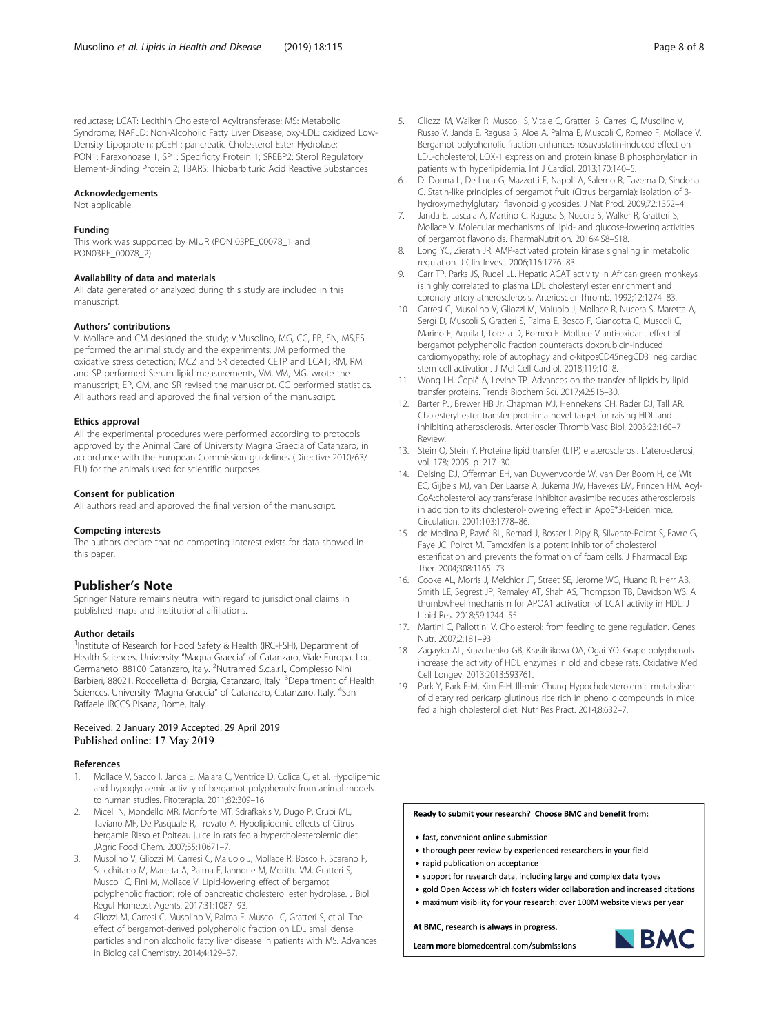reductase; LCAT: Lecithin Cholesterol Acyltransferase; MS: Metabolic Syndrome; NAFLD: Non-Alcoholic Fatty Liver Disease; oxy-LDL: oxidized Low-Density Lipoprotein; pCEH : pancreatic Cholesterol Ester Hydrolase; PON1: Paraxonoase 1; SP1: Specificity Protein 1; SREBP2: Sterol Regulatory Element-Binding Protein 2; TBARS: Thiobarbituric Acid Reactive Substances

#### Acknowledgements

Not applicable.

#### Funding

This work was supported by MIUR (PON 03PE_00078_1 and PON03PE_00078_2).

#### Availability of data and materials

All data generated or analyzed during this study are included in this manuscript.

#### Authors' contributions

V. Mollace and CM designed the study; V.Musolino, MG, CC, FB, SN, MS,FS performed the animal study and the experiments; JM performed the oxidative stress detection; MCZ and SR detected CETP and LCAT; RM, RM and SP performed Serum lipid measurements, VM, VM, MG, wrote the manuscript; EP, CM, and SR revised the manuscript. CC performed statistics. All authors read and approved the final version of the manuscript.

#### Ethics approval

All the experimental procedures were performed according to protocols approved by the Animal Care of University Magna Graecia of Catanzaro, in accordance with the European Commission guidelines (Directive 2010/63/EU) for the animals used for scientific purposes.

#### Consent for publication

All authors read and approved the final version of the manuscript.

#### Competing interests

The authors declare that no competing interest exists for data showed in this paper.

## Publisher's Note

Springer Nature remains neutral with regard to jurisdictional claims in published maps and institutional affiliations.

#### Author details

[1]Institute of Research for Food Safety & Health (IRC-FSH), Department of Health Sciences, University "Magna Graecia" of Catanzaro, Viale Europa, Loc. Germaneto, 88100 Catanzaro, Italy. [2]Nutramed S.c.a.r.l., Complesso Ninì Barbieri, 88021, Roccelletta di Borgia, Catanzaro, Italy. [3]Department of Health Sciences, University "Magna Graecia" of Catanzaro, Catanzaro, Italy. [4]San Raffaele IRCCS Pisana, Rome, Italy.

Received: 2 January 2019 Accepted: 29 April 2019
Published online: 17 May 2019

#### References

1. Mollace V, Sacco I, Janda E, Malara C, Ventrice D, Colica C, et al. Hypolipemic and hypoglycaemic activity of bergamot polyphenols: from animal models to human studies. Fitoterapia. 2011;82:309–16.
2. Miceli N, Mondello MR, Monforte MT, Sdrafkakis V, Dugo P, Crupi ML, Taviano MF, De Pasquale R, Trovato A. Hypolipidemic effects of Citrus bergamia Risso et Poiteau juice in rats fed a hypercholesterolemic diet. JAgric Food Chem. 2007;55:10671–7.
3. Musolino V, Gliozzi M, Carresi C, Maiuolo J, Mollace R, Bosco F, Scarano F, Scicchitano M, Maretta A, Palma E, Iannone M, Morittu VM, Gratteri S, Muscoli C, Fini M, Mollace V. Lipid-lowering effect of bergamot polyphenolic fraction: role of pancreatic cholesterol ester hydrolase. J Biol Regul Homeost Agents. 2017;31:1087–93.
4. Gliozzi M, Carresi C, Musolino V, Palma E, Muscoli C, Gratteri S, et al. The effect of bergamot-derived polyphenolic fraction on LDL small dense particles and non alcoholic fatty liver disease in patients with MS. Advances in Biological Chemistry. 2014;4:129–37.
5. Gliozzi M, Walker R, Muscoli S, Vitale C, Gratteri S, Carresi C, Musolino V, Russo V, Janda E, Ragusa S, Aloe A, Palma E, Muscoli C, Romeo F, Mollace V. Bergamot polyphenolic fraction enhances rosuvastatin-induced effect on LDL-cholesterol, LOX-1 expression and protein kinase B phosphorylation in patients with hyperlipidemia. Int J Cardiol. 2013;170:140–5.
6. Di Donna L, De Luca G, Mazzotti F, Napoli A, Salerno R, Taverna D, Sindona G. Statin-like principles of bergamot fruit (Citrus bergamia): isolation of 3-hydroxymethylglutaryl flavonoid glycosides. J Nat Prod. 2009;72:1352–4.
7. Janda E, Lascala A, Martino C, Ragusa S, Nucera S, Walker R, Gratteri S, Mollace V. Molecular mechanisms of lipid- and glucose-lowering activities of bergamot flavonoids. PharmaNutrition. 2016;4:S8–S18.
8. Long YC, Zierath JR. AMP-activated protein kinase signaling in metabolic regulation. J Clin Invest. 2006;116:1776–83.
9. Carr TP, Parks JS, Rudel LL. Hepatic ACAT activity in African green monkeys is highly correlated to plasma LDL cholesteryl ester enrichment and coronary artery atherosclerosis. Arterioscler Thromb. 1992;12:1274–83.
10. Carresi C, Musolino V, Gliozzi M, Maiuolo J, Mollace R, Nucera S, Maretta A, Sergi D, Muscoli S, Gratteri S, Palma E, Bosco F, Giancotta C, Muscoli C, Marino F, Aquila I, Torella D, Romeo F. Mollace V anti-oxidant effect of bergamot polyphenolic fraction counteracts doxorubicin-induced cardiomyopathy: role of autophagy and c-kitposCD45negCD31neg cardiac stem cell activation. J Mol Cell Cardiol. 2018;119:10–8.
11. Wong LH, Čopič A, Levine TP. Advances on the transfer of lipids by lipid transfer proteins. Trends Biochem Sci. 2017;42:516–30.
12. Barter PJ, Brewer HB Jr, Chapman MJ, Hennekens CH, Rader DJ, Tall AR. Cholesteryl ester transfer protein: a novel target for raising HDL and inhibiting atherosclerosis. Arterioscler Thromb Vasc Biol. 2003;23:160–7 Review.
13. Stein O, Stein Y. Proteine lipid transfer (LTP) e aterosclerosi. L'aterosclerosi, vol. 178; 2005. p. 217–30.
14. Delsing DJ, Offerman EH, van Duyvenvoorde W, van Der Boom H, de Wit EC, Gijbels MJ, van Der Laarse A, Jukema JW, Havekes LM, Princen HM. Acyl-CoA:cholesterol acyltransferase inhibitor avasimibe reduces atherosclerosis in addition to its cholesterol-lowering effect in ApoE*3-Leiden mice. Circulation. 2001;103:1778–86.
15. de Medina P, Payré BL, Bernad J, Bosser I, Pipy B, Silvente-Poirot S, Favre G, Faye JC, Poirot M. Tamoxifen is a potent inhibitor of cholesterol esterification and prevents the formation of foam cells. J Pharmacol Exp Ther. 2004;308:1165–73.
16. Cooke AL, Morris J, Melchior JT, Street SE, Jerome WG, Huang R, Herr AB, Smith LE, Segrest JP, Remaley AT, Shah AS, Thompson TB, Davidson WS. A thumbwheel mechanism for APOA1 activation of LCAT activity in HDL. J Lipid Res. 2018;59:1244–55.
17. Martini C, Pallottini V. Cholesterol: from feeding to gene regulation. Genes Nutr. 2007;2:181–93.
18. Zagayko AL, Kravchenko GB, Krasilnikova OA, Ogai YO. Grape polyphenols increase the activity of HDL enzymes in old and obese rats. Oxidative Med Cell Longev. 2013;2013:593761.
19. Park Y, Park E-M, Kim E-H. Ill-min Chung Hypocholesterolemic metabolism of dietary red pericarp glutinous rice rich in phenolic compounds in mice fed a high cholesterol diet. Nutr Res Pract. 2014;8:632–7.

**Ready to submit your research? Choose BMC and benefit from:**

- fast, convenient online submission
- thorough peer review by experienced researchers in your field
- rapid publication on acceptance
- support for research data, including large and complex data types
- gold Open Access which fosters wider collaboration and increased citations
- maximum visibility for your research: over 100M website views per year

**At BMC, research is always in progress.**

**Learn more** biomedcentral.com/submissions

BMC